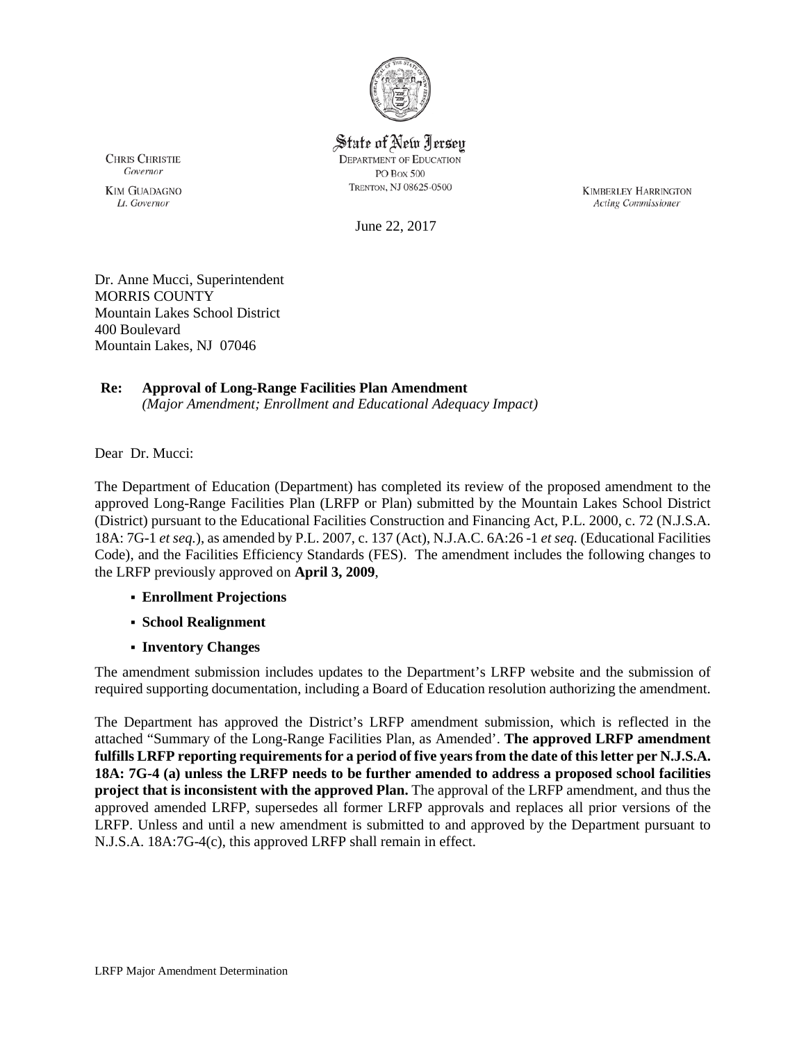State of New Jersey
DEPARTMENT OF EDUCATION
PO Box 500
TRENTON, NJ 08625-0500

CHRIS CHRISTIE
*Governor*

KIM GUADAGNO
*Lt. Governor*

KIMBERLEY HARRINGTON
*Acting Commissioner*

June 22, 2017

Dr. Anne Mucci, Superintendent
MORRIS COUNTY
Mountain Lakes School District
400 Boulevard
Mountain Lakes, NJ 07046

**Re: Approval of Long-Range Facilities Plan Amendment**
*(Major Amendment; Enrollment and Educational Adequacy Impact)*

Dear Dr. Mucci:

The Department of Education (Department) has completed its review of the proposed amendment to the approved Long-Range Facilities Plan (LRFP or Plan) submitted by the Mountain Lakes School District (District) pursuant to the Educational Facilities Construction and Financing Act, P.L. 2000, c. 72 (N.J.S.A. 18A: 7G-1 *et seq.*), as amended by P.L. 2007, c. 137 (Act), N.J.A.C. 6A:26 -1 *et seq.* (Educational Facilities Code), and the Facilities Efficiency Standards (FES). The amendment includes the following changes to the LRFP previously approved on **April 3, 2009**,

- **Enrollment Projections**
- **School Realignment**
- **Inventory Changes**

The amendment submission includes updates to the Department's LRFP website and the submission of required supporting documentation, including a Board of Education resolution authorizing the amendment.

The Department has approved the District's LRFP amendment submission, which is reflected in the attached "Summary of the Long-Range Facilities Plan, as Amended'. **The approved LRFP amendment fulfills LRFP reporting requirements for a period of five years from the date of this letter per N.J.S.A. 18A: 7G-4 (a) unless the LRFP needs to be further amended to address a proposed school facilities project that is inconsistent with the approved Plan.** The approval of the LRFP amendment, and thus the approved amended LRFP, supersedes all former LRFP approvals and replaces all prior versions of the LRFP. Unless and until a new amendment is submitted to and approved by the Department pursuant to N.J.S.A. 18A:7G-4(c), this approved LRFP shall remain in effect.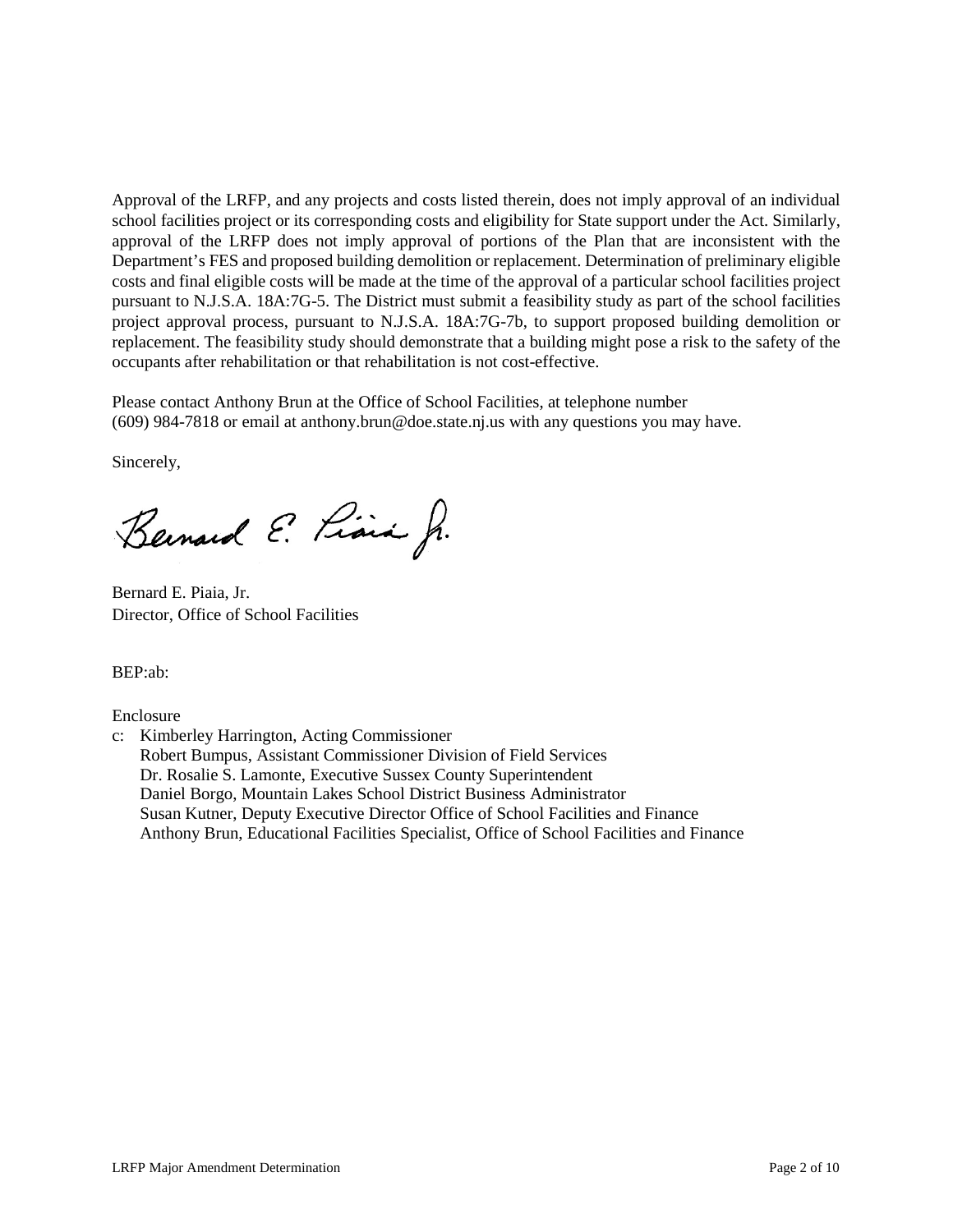Approval of the LRFP, and any projects and costs listed therein, does not imply approval of an individual school facilities project or its corresponding costs and eligibility for State support under the Act. Similarly, approval of the LRFP does not imply approval of portions of the Plan that are inconsistent with the Department's FES and proposed building demolition or replacement. Determination of preliminary eligible costs and final eligible costs will be made at the time of the approval of a particular school facilities project pursuant to N.J.S.A. 18A:7G-5. The District must submit a feasibility study as part of the school facilities project approval process, pursuant to N.J.S.A. 18A:7G-7b, to support proposed building demolition or replacement. The feasibility study should demonstrate that a building might pose a risk to the safety of the occupants after rehabilitation or that rehabilitation is not cost-effective.

Please contact Anthony Brun at the Office of School Facilities, at telephone number (609) 984-7818 or email at anthony.brun@doe.state.nj.us with any questions you may have.

Sincerely,

Bernard E. Piaia, Jr.

Bernard E. Piaia, Jr.
Director, Office of School Facilities

BEP:ab:

Enclosure

c: Kimberley Harrington, Acting Commissioner
   Robert Bumpus, Assistant Commissioner Division of Field Services
   Dr. Rosalie S. Lamonte, Executive Sussex County Superintendent
   Daniel Borgo, Mountain Lakes School District Business Administrator
   Susan Kutner, Deputy Executive Director Office of School Facilities and Finance
   Anthony Brun, Educational Facilities Specialist, Office of School Facilities and Finance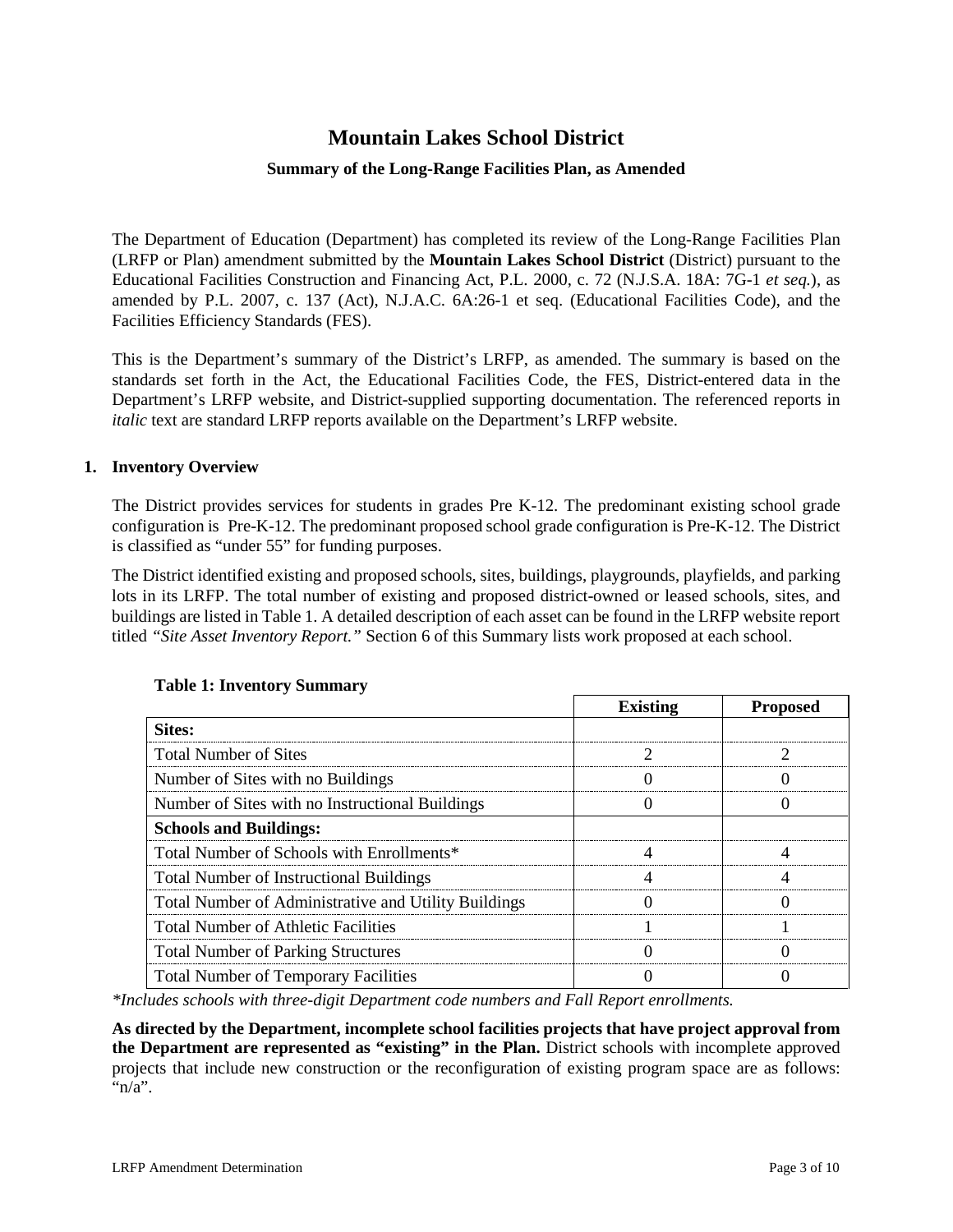# Mountain Lakes School District

### Summary of the Long-Range Facilities Plan, as Amended

The Department of Education (Department) has completed its review of the Long-Range Facilities Plan (LRFP or Plan) amendment submitted by the **Mountain Lakes School District** (District) pursuant to the Educational Facilities Construction and Financing Act, P.L. 2000, c. 72 (N.J.S.A. 18A: 7G-1 *et seq.*), as amended by P.L. 2007, c. 137 (Act), N.J.A.C. 6A:26-1 et seq. (Educational Facilities Code), and the Facilities Efficiency Standards (FES).

This is the Department's summary of the District's LRFP, as amended. The summary is based on the standards set forth in the Act, the Educational Facilities Code, the FES, District-entered data in the Department's LRFP website, and District-supplied supporting documentation. The referenced reports in *italic* text are standard LRFP reports available on the Department's LRFP website.

## 1. Inventory Overview

The District provides services for students in grades Pre K-12. The predominant existing school grade configuration is Pre-K-12. The predominant proposed school grade configuration is Pre-K-12. The District is classified as "under 55" for funding purposes.

The District identified existing and proposed schools, sites, buildings, playgrounds, playfields, and parking lots in its LRFP. The total number of existing and proposed district-owned or leased schools, sites, and buildings are listed in Table 1. A detailed description of each asset can be found in the LRFP website report titled *"Site Asset Inventory Report."* Section 6 of this Summary lists work proposed at each school.

**Table 1: Inventory Summary**

| | Existing | Proposed |
|---|---|---|
| **Sites:** | | |
| Total Number of Sites | 2 | 2 |
| Number of Sites with no Buildings | 0 | 0 |
| Number of Sites with no Instructional Buildings | 0 | 0 |
| **Schools and Buildings:** | | |
| Total Number of Schools with Enrollments* | 4 | 4 |
| Total Number of Instructional Buildings | 4 | 4 |
| Total Number of Administrative and Utility Buildings | 0 | 0 |
| Total Number of Athletic Facilities | 1 | 1 |
| Total Number of Parking Structures | 0 | 0 |
| Total Number of Temporary Facilities | 0 | 0 |

*\*Includes schools with three-digit Department code numbers and Fall Report enrollments.*

**As directed by the Department, incomplete school facilities projects that have project approval from the Department are represented as "existing" in the Plan.** District schools with incomplete approved projects that include new construction or the reconfiguration of existing program space are as follows: "n/a".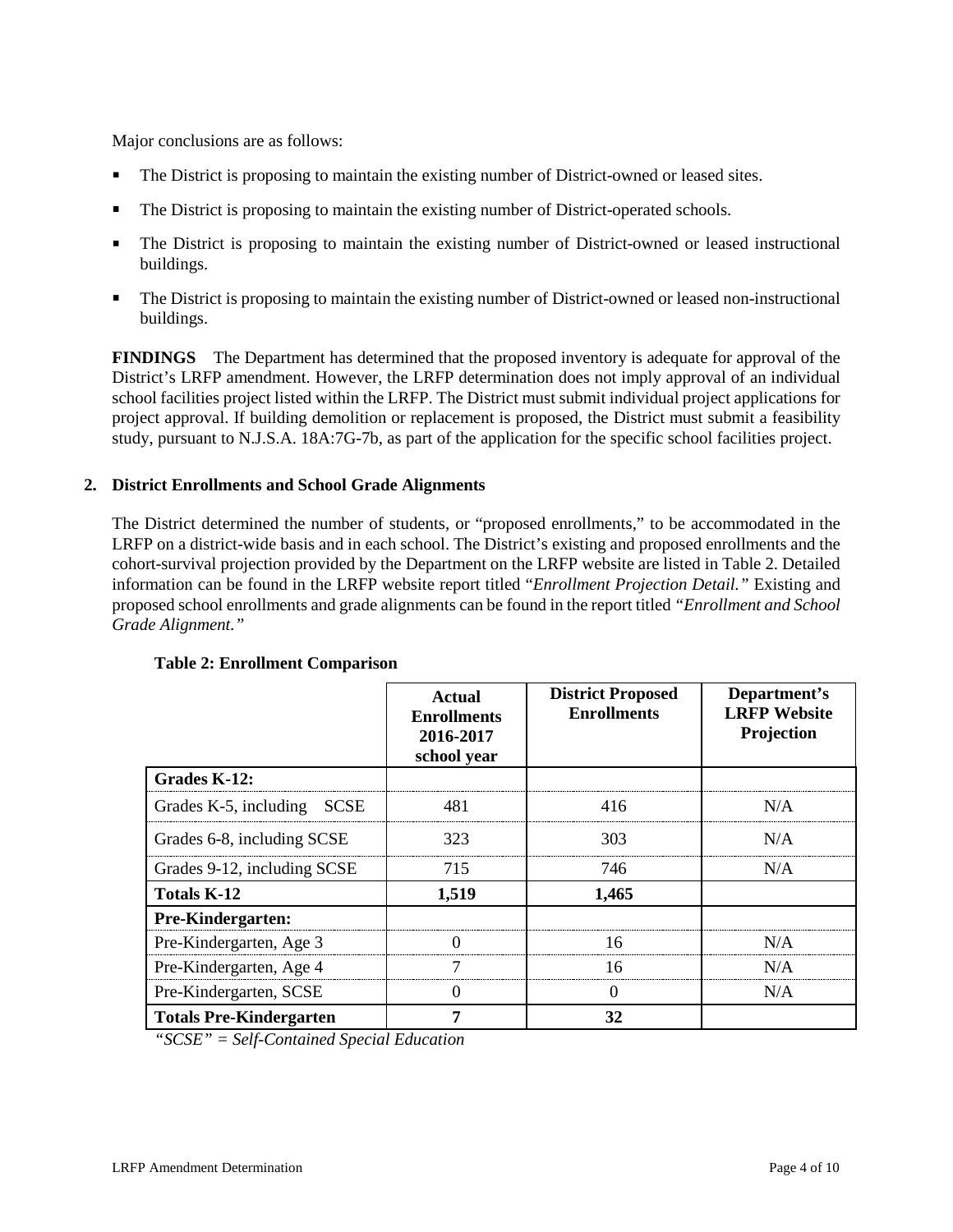Major conclusions are as follows:

- The District is proposing to maintain the existing number of District-owned or leased sites.
- The District is proposing to maintain the existing number of District-operated schools.
- The District is proposing to maintain the existing number of District-owned or leased instructional buildings.
- The District is proposing to maintain the existing number of District-owned or leased non-instructional buildings.

**FINDINGS** The Department has determined that the proposed inventory is adequate for approval of the District's LRFP amendment. However, the LRFP determination does not imply approval of an individual school facilities project listed within the LRFP. The District must submit individual project applications for project approval. If building demolition or replacement is proposed, the District must submit a feasibility study, pursuant to N.J.S.A. 18A:7G-7b, as part of the application for the specific school facilities project.

## 2. District Enrollments and School Grade Alignments

The District determined the number of students, or "proposed enrollments," to be accommodated in the LRFP on a district-wide basis and in each school. The District's existing and proposed enrollments and the cohort-survival projection provided by the Department on the LRFP website are listed in Table 2. Detailed information can be found in the LRFP website report titled "*Enrollment Projection Detail.*" Existing and proposed school enrollments and grade alignments can be found in the report titled *"Enrollment and School Grade Alignment."*

**Table 2: Enrollment Comparison**

| | Actual Enrollments 2016-2017 school year | District Proposed Enrollments | Department's LRFP Website Projection |
|---|---|---|---|
| **Grades K-12:** | | | |
| Grades K-5, including SCSE | 481 | 416 | N/A |
| Grades 6-8, including SCSE | 323 | 303 | N/A |
| Grades 9-12, including SCSE | 715 | 746 | N/A |
| **Totals K-12** | **1,519** | **1,465** | |
| **Pre-Kindergarten:** | | | |
| Pre-Kindergarten, Age 3 | 0 | 16 | N/A |
| Pre-Kindergarten, Age 4 | 7 | 16 | N/A |
| Pre-Kindergarten, SCSE | 0 | 0 | N/A |
| **Totals Pre-Kindergarten** | **7** | **32** | |

*"SCSE" = Self-Contained Special Education*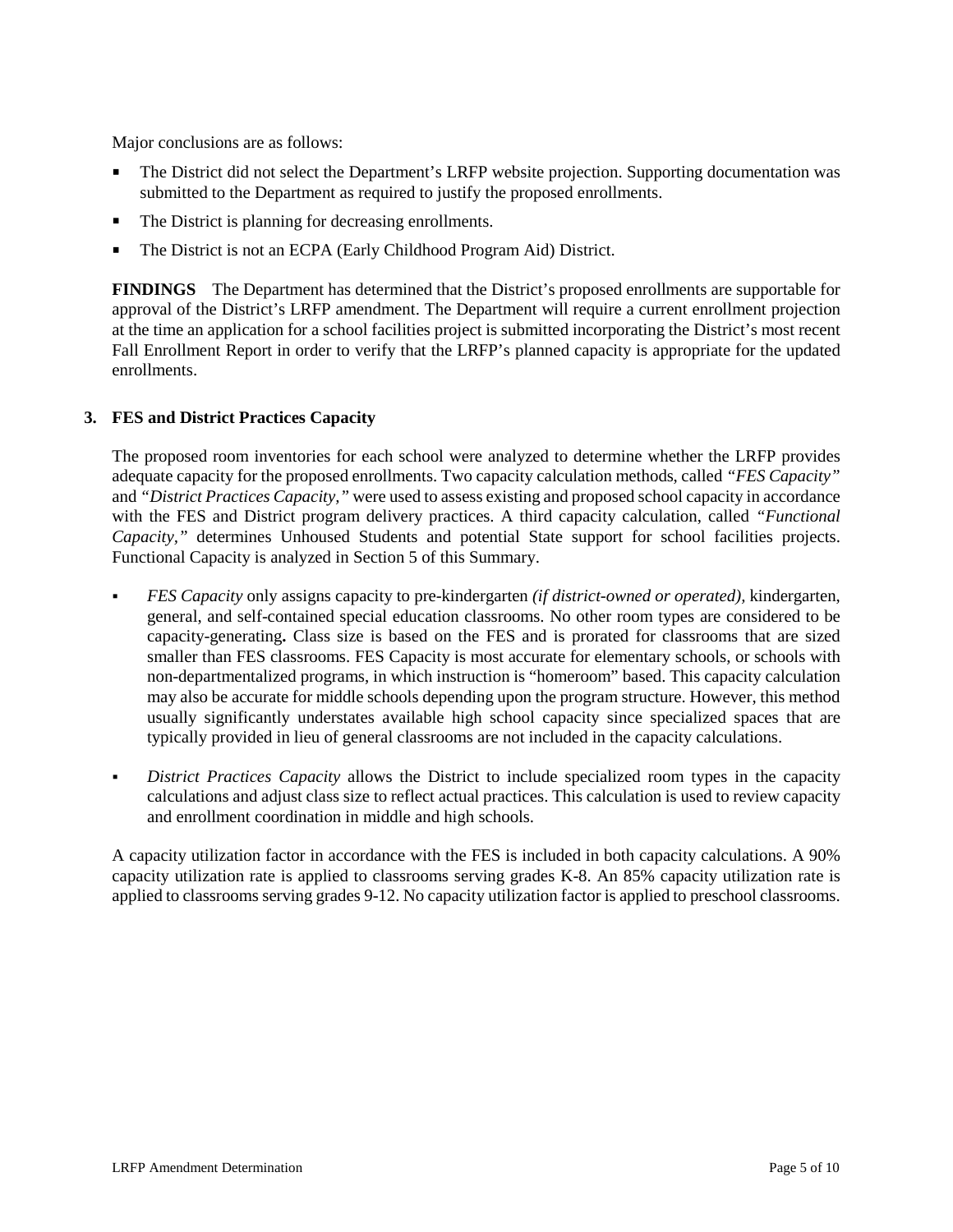Major conclusions are as follows:

- The District did not select the Department's LRFP website projection. Supporting documentation was submitted to the Department as required to justify the proposed enrollments.
- The District is planning for decreasing enrollments.
- The District is not an ECPA (Early Childhood Program Aid) District.

**FINDINGS** The Department has determined that the District's proposed enrollments are supportable for approval of the District's LRFP amendment. The Department will require a current enrollment projection at the time an application for a school facilities project is submitted incorporating the District's most recent Fall Enrollment Report in order to verify that the LRFP's planned capacity is appropriate for the updated enrollments.

### 3. FES and District Practices Capacity

The proposed room inventories for each school were analyzed to determine whether the LRFP provides adequate capacity for the proposed enrollments. Two capacity calculation methods, called *"FES Capacity"* and *"District Practices Capacity,"* were used to assess existing and proposed school capacity in accordance with the FES and District program delivery practices. A third capacity calculation, called *"Functional Capacity,"* determines Unhoused Students and potential State support for school facilities projects. Functional Capacity is analyzed in Section 5 of this Summary.

- *FES Capacity* only assigns capacity to pre-kindergarten *(if district-owned or operated),* kindergarten, general, and self-contained special education classrooms. No other room types are considered to be capacity-generating**.** Class size is based on the FES and is prorated for classrooms that are sized smaller than FES classrooms. FES Capacity is most accurate for elementary schools, or schools with non-departmentalized programs, in which instruction is "homeroom" based. This capacity calculation may also be accurate for middle schools depending upon the program structure. However, this method usually significantly understates available high school capacity since specialized spaces that are typically provided in lieu of general classrooms are not included in the capacity calculations.
- *District Practices Capacity* allows the District to include specialized room types in the capacity calculations and adjust class size to reflect actual practices. This calculation is used to review capacity and enrollment coordination in middle and high schools.

A capacity utilization factor in accordance with the FES is included in both capacity calculations. A 90% capacity utilization rate is applied to classrooms serving grades K-8. An 85% capacity utilization rate is applied to classrooms serving grades 9-12. No capacity utilization factor is applied to preschool classrooms.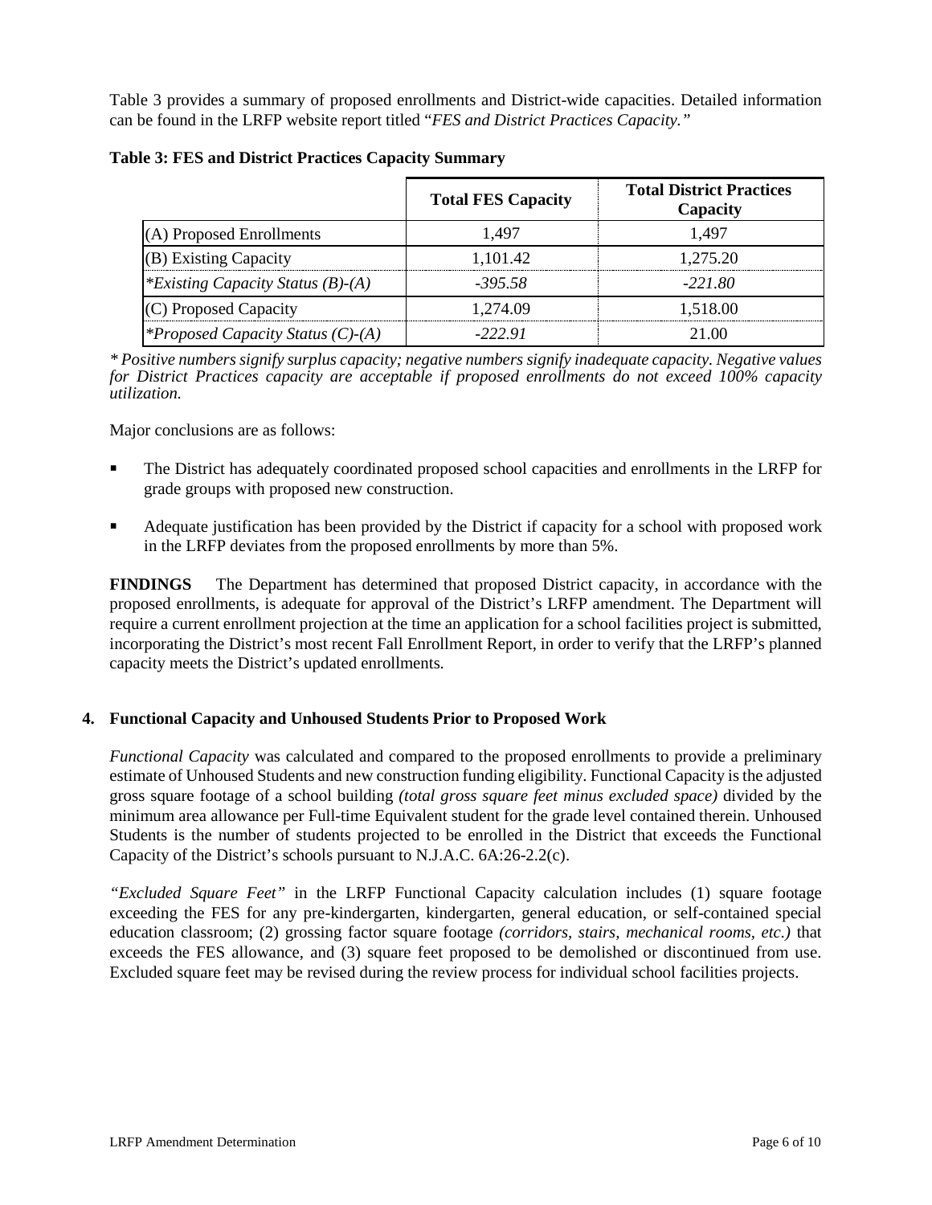Table 3 provides a summary of proposed enrollments and District-wide capacities. Detailed information can be found in the LRFP website report titled "*FES and District Practices Capacity.*"

**Table 3: FES and District Practices Capacity Summary**

| | Total FES Capacity | Total District Practices Capacity |
|---|---|---|
| (A) Proposed Enrollments | 1,497 | 1,497 |
| (B) Existing Capacity | 1,101.42 | 1,275.20 |
| *\*Existing Capacity Status (B)-(A)* | *-395.58* | *-221.80* |
| (C) Proposed Capacity | 1,274.09 | 1,518.00 |
| *\*Proposed Capacity Status (C)-(A)* | *-222.91* | 21.00 |

*\* Positive numbers signify surplus capacity; negative numbers signify inadequate capacity. Negative values for District Practices capacity are acceptable if proposed enrollments do not exceed 100% capacity utilization.*

Major conclusions are as follows:

- The District has adequately coordinated proposed school capacities and enrollments in the LRFP for grade groups with proposed new construction.
- Adequate justification has been provided by the District if capacity for a school with proposed work in the LRFP deviates from the proposed enrollments by more than 5%.

**FINDINGS** The Department has determined that proposed District capacity, in accordance with the proposed enrollments, is adequate for approval of the District's LRFP amendment. The Department will require a current enrollment projection at the time an application for a school facilities project is submitted, incorporating the District's most recent Fall Enrollment Report, in order to verify that the LRFP's planned capacity meets the District's updated enrollments.

### 4. Functional Capacity and Unhoused Students Prior to Proposed Work

*Functional Capacity* was calculated and compared to the proposed enrollments to provide a preliminary estimate of Unhoused Students and new construction funding eligibility. Functional Capacity is the adjusted gross square footage of a school building *(total gross square feet minus excluded space)* divided by the minimum area allowance per Full-time Equivalent student for the grade level contained therein. Unhoused Students is the number of students projected to be enrolled in the District that exceeds the Functional Capacity of the District's schools pursuant to N.J.A.C. 6A:26-2.2(c).

*"Excluded Square Feet"* in the LRFP Functional Capacity calculation includes (1) square footage exceeding the FES for any pre-kindergarten, kindergarten, general education, or self-contained special education classroom; (2) grossing factor square footage *(corridors, stairs, mechanical rooms, etc.)* that exceeds the FES allowance, and (3) square feet proposed to be demolished or discontinued from use. Excluded square feet may be revised during the review process for individual school facilities projects.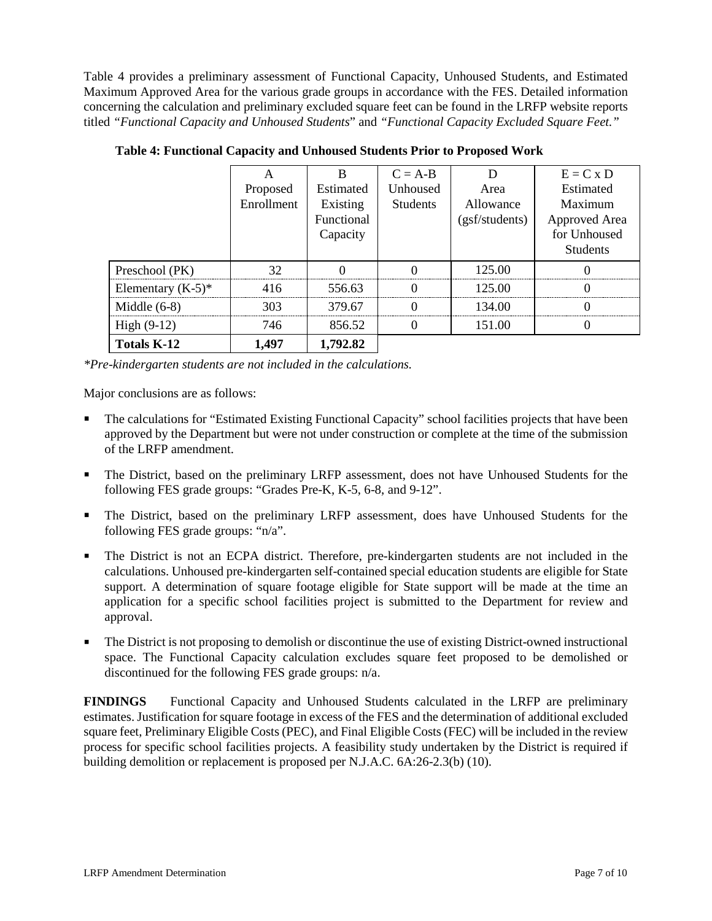Table 4 provides a preliminary assessment of Functional Capacity, Unhoused Students, and Estimated Maximum Approved Area for the various grade groups in accordance with the FES. Detailed information concerning the calculation and preliminary excluded square feet can be found in the LRFP website reports titled *"Functional Capacity and Unhoused Students"* and *"Functional Capacity Excluded Square Feet."*

**Table 4: Functional Capacity and Unhoused Students Prior to Proposed Work**

| | A<br>Proposed Enrollment | B<br>Estimated Existing Functional Capacity | C = A-B<br>Unhoused Students | D<br>Area Allowance (gsf/students) | E = C x D<br>Estimated Maximum Approved Area for Unhoused Students |
|---|---|---|---|---|---|
| Preschool (PK) | 32 | 0 | 0 | 125.00 | 0 |
| Elementary (K-5)* | 416 | 556.63 | 0 | 125.00 | 0 |
| Middle (6-8) | 303 | 379.67 | 0 | 134.00 | 0 |
| High (9-12) | 746 | 856.52 | 0 | 151.00 | 0 |
| **Totals K-12** | **1,497** | **1,792.82** | | | |

*\*Pre-kindergarten students are not included in the calculations.*

Major conclusions are as follows:

- The calculations for "Estimated Existing Functional Capacity" school facilities projects that have been approved by the Department but were not under construction or complete at the time of the submission of the LRFP amendment.
- The District, based on the preliminary LRFP assessment, does not have Unhoused Students for the following FES grade groups: "Grades Pre-K, K-5, 6-8, and 9-12".
- The District, based on the preliminary LRFP assessment, does have Unhoused Students for the following FES grade groups: "n/a".
- The District is not an ECPA district. Therefore, pre-kindergarten students are not included in the calculations. Unhoused pre-kindergarten self-contained special education students are eligible for State support. A determination of square footage eligible for State support will be made at the time an application for a specific school facilities project is submitted to the Department for review and approval.
- The District is not proposing to demolish or discontinue the use of existing District-owned instructional space. The Functional Capacity calculation excludes square feet proposed to be demolished or discontinued for the following FES grade groups: n/a.

**FINDINGS** Functional Capacity and Unhoused Students calculated in the LRFP are preliminary estimates. Justification for square footage in excess of the FES and the determination of additional excluded square feet, Preliminary Eligible Costs (PEC), and Final Eligible Costs (FEC) will be included in the review process for specific school facilities projects. A feasibility study undertaken by the District is required if building demolition or replacement is proposed per N.J.A.C. 6A:26-2.3(b) (10).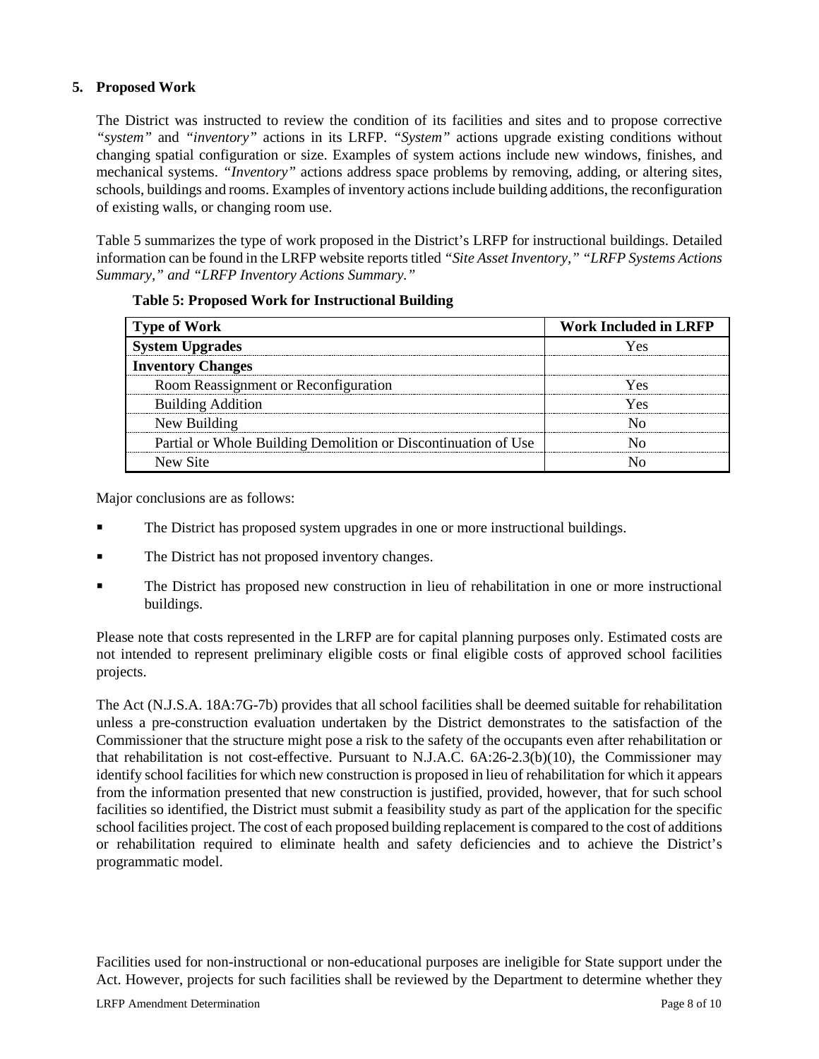## 5. Proposed Work

The District was instructed to review the condition of its facilities and sites and to propose corrective *"system"* and *"inventory"* actions in its LRFP. *"System"* actions upgrade existing conditions without changing spatial configuration or size. Examples of system actions include new windows, finishes, and mechanical systems. *"Inventory"* actions address space problems by removing, adding, or altering sites, schools, buildings and rooms. Examples of inventory actions include building additions, the reconfiguration of existing walls, or changing room use.

Table 5 summarizes the type of work proposed in the District's LRFP for instructional buildings. Detailed information can be found in the LRFP website reports titled *"Site Asset Inventory," "LRFP Systems Actions Summary," and "LRFP Inventory Actions Summary."*

**Table 5: Proposed Work for Instructional Building**

| Type of Work | Work Included in LRFP |
|---|---|
| **System Upgrades** | Yes |
| **Inventory Changes** | |
| Room Reassignment or Reconfiguration | Yes |
| Building Addition | Yes |
| New Building | No |
| Partial or Whole Building Demolition or Discontinuation of Use | No |
| New Site | No |

Major conclusions are as follows:

- The District has proposed system upgrades in one or more instructional buildings.
- The District has not proposed inventory changes.
- The District has proposed new construction in lieu of rehabilitation in one or more instructional buildings.

Please note that costs represented in the LRFP are for capital planning purposes only. Estimated costs are not intended to represent preliminary eligible costs or final eligible costs of approved school facilities projects.

The Act (N.J.S.A. 18A:7G-7b) provides that all school facilities shall be deemed suitable for rehabilitation unless a pre-construction evaluation undertaken by the District demonstrates to the satisfaction of the Commissioner that the structure might pose a risk to the safety of the occupants even after rehabilitation or that rehabilitation is not cost-effective. Pursuant to N.J.A.C. 6A:26-2.3(b)(10), the Commissioner may identify school facilities for which new construction is proposed in lieu of rehabilitation for which it appears from the information presented that new construction is justified, provided, however, that for such school facilities so identified, the District must submit a feasibility study as part of the application for the specific school facilities project. The cost of each proposed building replacement is compared to the cost of additions or rehabilitation required to eliminate health and safety deficiencies and to achieve the District's programmatic model.

Facilities used for non-instructional or non-educational purposes are ineligible for State support under the Act. However, projects for such facilities shall be reviewed by the Department to determine whether they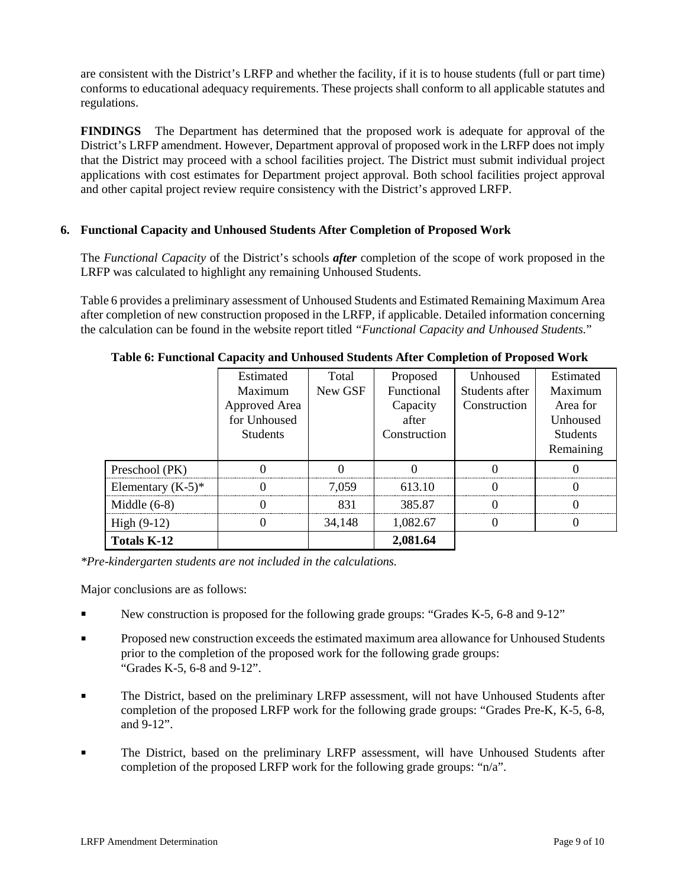are consistent with the District's LRFP and whether the facility, if it is to house students (full or part time) conforms to educational adequacy requirements. These projects shall conform to all applicable statutes and regulations.

**FINDINGS** The Department has determined that the proposed work is adequate for approval of the District's LRFP amendment. However, Department approval of proposed work in the LRFP does not imply that the District may proceed with a school facilities project. The District must submit individual project applications with cost estimates for Department project approval. Both school facilities project approval and other capital project review require consistency with the District's approved LRFP.

### 6. Functional Capacity and Unhoused Students After Completion of Proposed Work

The *Functional Capacity* of the District's schools ***after*** completion of the scope of work proposed in the LRFP was calculated to highlight any remaining Unhoused Students.

Table 6 provides a preliminary assessment of Unhoused Students and Estimated Remaining Maximum Area after completion of new construction proposed in the LRFP, if applicable. Detailed information concerning the calculation can be found in the website report titled *"Functional Capacity and Unhoused Students.*"

**Table 6: Functional Capacity and Unhoused Students After Completion of Proposed Work**

| | Estimated Maximum Approved Area for Unhoused Students | Total New GSF | Proposed Functional Capacity after Construction | Unhoused Students after Construction | Estimated Maximum Area for Unhoused Students Remaining |
|---|---|---|---|---|---|
| Preschool (PK) | 0 | 0 | 0 | 0 | 0 |
| Elementary (K-5)* | 0 | 7,059 | 613.10 | 0 | 0 |
| Middle (6-8) | 0 | 831 | 385.87 | 0 | 0 |
| High (9-12) | 0 | 34,148 | 1,082.67 | 0 | 0 |
| **Totals K-12** | | | **2,081.64** | | |

*\*Pre-kindergarten students are not included in the calculations.*

Major conclusions are as follows:

- New construction is proposed for the following grade groups: "Grades K-5, 6-8 and 9-12"
- Proposed new construction exceeds the estimated maximum area allowance for Unhoused Students prior to the completion of the proposed work for the following grade groups: "Grades K-5, 6-8 and 9-12".
- The District, based on the preliminary LRFP assessment, will not have Unhoused Students after completion of the proposed LRFP work for the following grade groups: "Grades Pre-K, K-5, 6-8, and 9-12".
- The District, based on the preliminary LRFP assessment, will have Unhoused Students after completion of the proposed LRFP work for the following grade groups: "n/a".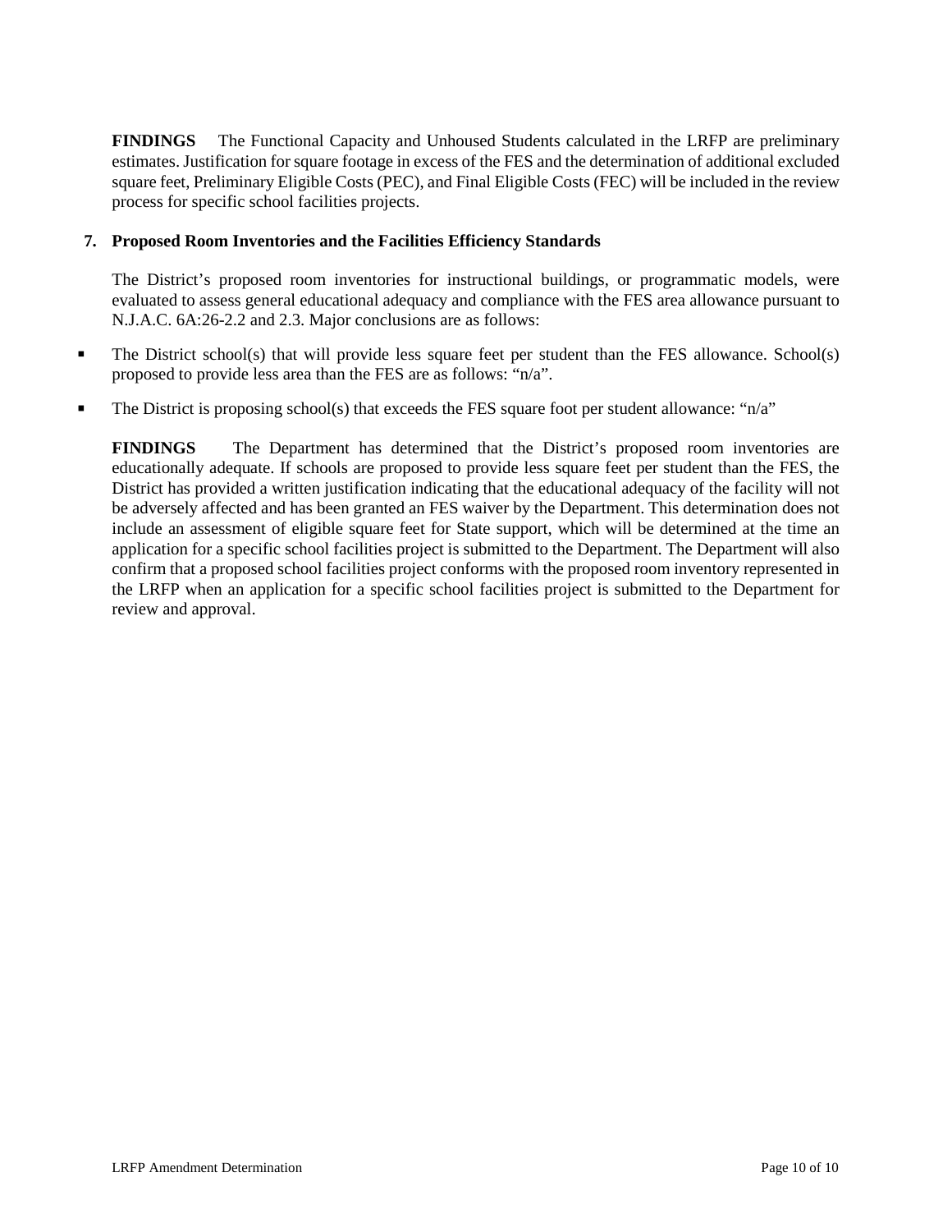**FINDINGS** The Functional Capacity and Unhoused Students calculated in the LRFP are preliminary estimates. Justification for square footage in excess of the FES and the determination of additional excluded square feet, Preliminary Eligible Costs (PEC), and Final Eligible Costs (FEC) will be included in the review process for specific school facilities projects.

**7. Proposed Room Inventories and the Facilities Efficiency Standards**

The District's proposed room inventories for instructional buildings, or programmatic models, were evaluated to assess general educational adequacy and compliance with the FES area allowance pursuant to N.J.A.C. 6A:26-2.2 and 2.3. Major conclusions are as follows:

- The District school(s) that will provide less square feet per student than the FES allowance. School(s) proposed to provide less area than the FES are as follows: "n/a".
- The District is proposing school(s) that exceeds the FES square foot per student allowance: "n/a"

**FINDINGS** The Department has determined that the District's proposed room inventories are educationally adequate. If schools are proposed to provide less square feet per student than the FES, the District has provided a written justification indicating that the educational adequacy of the facility will not be adversely affected and has been granted an FES waiver by the Department. This determination does not include an assessment of eligible square feet for State support, which will be determined at the time an application for a specific school facilities project is submitted to the Department. The Department will also confirm that a proposed school facilities project conforms with the proposed room inventory represented in the LRFP when an application for a specific school facilities project is submitted to the Department for review and approval.